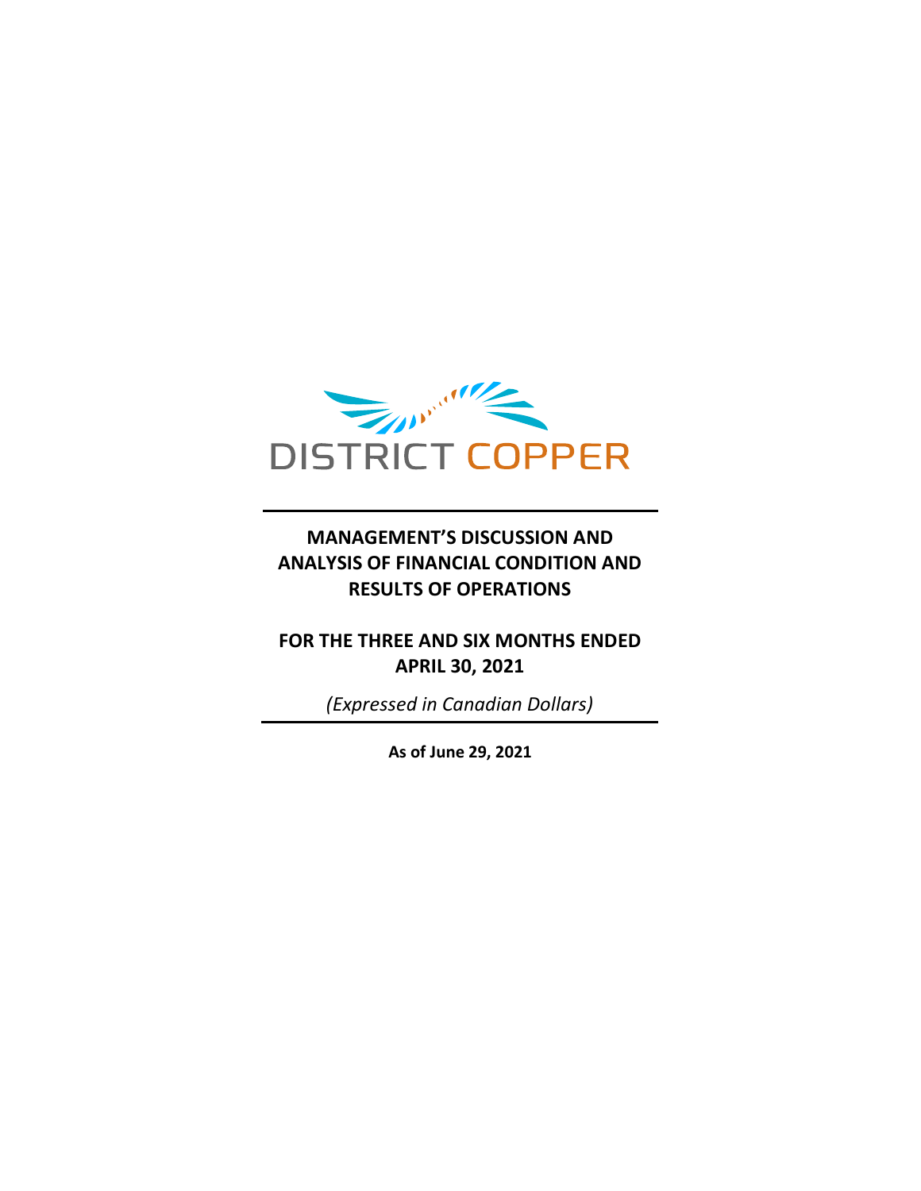DISTRICT COPPER

# MANAGEMENT'S DISCUSSION AND ANALYSIS OF FINANCIAL CONDITION AND RESULTS OF OPERATIONS

## FOR THE THREE AND SIX MONTHS ENDED APRIL 30, 2021

*(Expressed in Canadian Dollars)*

**As of June 29, 2021**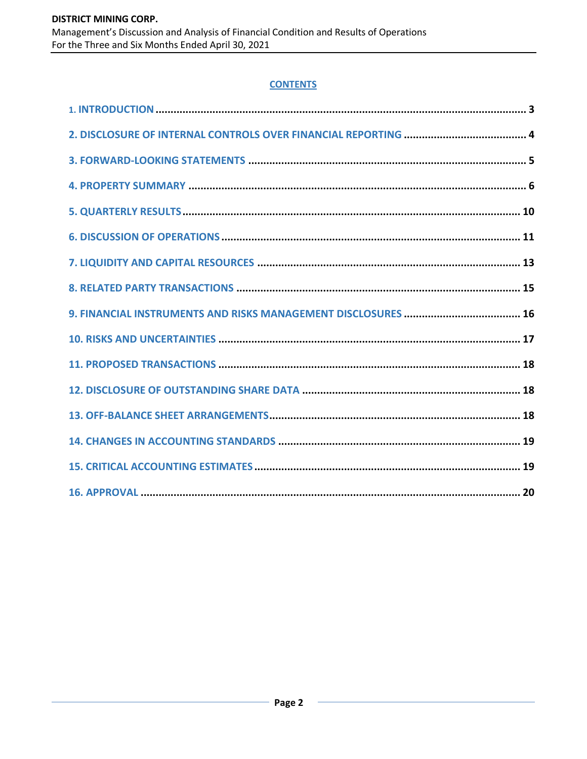## CONTENTS

| | |
|---|---|
| 1. INTRODUCTION | 3 |
| 2. DISCLOSURE OF INTERNAL CONTROLS OVER FINANCIAL REPORTING | 4 |
| 3. FORWARD-LOOKING STATEMENTS | 5 |
| 4. PROPERTY SUMMARY | 6 |
| 5. QUARTERLY RESULTS | 10 |
| 6. DISCUSSION OF OPERATIONS | 11 |
| 7. LIQUIDITY AND CAPITAL RESOURCES | 13 |
| 8. RELATED PARTY TRANSACTIONS | 15 |
| 9. FINANCIAL INSTRUMENTS AND RISKS MANAGEMENT DISCLOSURES | 16 |
| 10. RISKS AND UNCERTAINTIES | 17 |
| 11. PROPOSED TRANSACTIONS | 18 |
| 12. DISCLOSURE OF OUTSTANDING SHARE DATA | 18 |
| 13. OFF-BALANCE SHEET ARRANGEMENTS | 18 |
| 14. CHANGES IN ACCOUNTING STANDARDS | 19 |
| 15. CRITICAL ACCOUNTING ESTIMATES | 19 |
| 16. APPROVAL | 20 |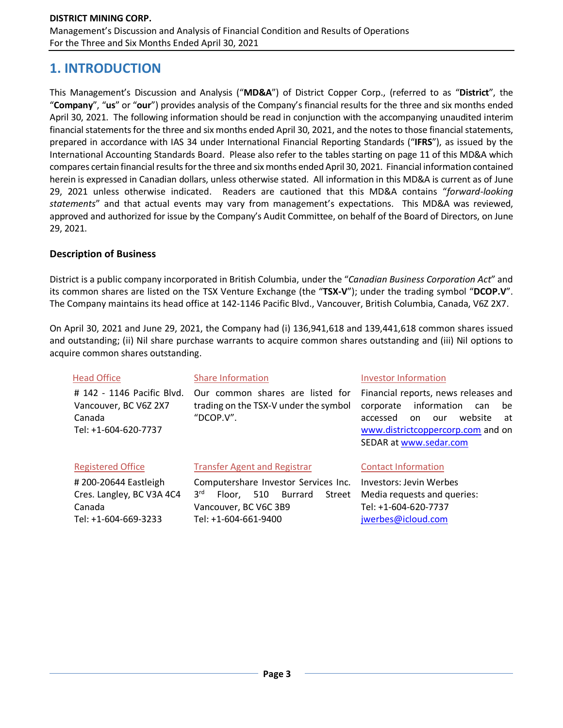# 1. INTRODUCTION

This Management's Discussion and Analysis ("**MD&A**") of District Copper Corp., (referred to as "**District**", the "**Company**", "**us**" or "**our**") provides analysis of the Company's financial results for the three and six months ended April 30, 2021. The following information should be read in conjunction with the accompanying unaudited interim financial statements for the three and six months ended April 30, 2021, and the notes to those financial statements, prepared in accordance with IAS 34 under International Financial Reporting Standards ("**IFRS**"), as issued by the International Accounting Standards Board. Please also refer to the tables starting on page 11 of this MD&A which compares certain financial results for the three and six months ended April 30, 2021. Financial information contained herein is expressed in Canadian dollars, unless otherwise stated. All information in this MD&A is current as of June 29, 2021 unless otherwise indicated. Readers are cautioned that this MD&A contains "*forward-looking statements*" and that actual events may vary from management's expectations. This MD&A was reviewed, approved and authorized for issue by the Company's Audit Committee, on behalf of the Board of Directors, on June 29, 2021.

### Description of Business

District is a public company incorporated in British Columbia, under the "*Canadian Business Corporation Act*" and its common shares are listed on the TSX Venture Exchange (the "**TSX-V**"); under the trading symbol "**DCOP.V**". The Company maintains its head office at 142-1146 Pacific Blvd., Vancouver, British Columbia, Canada, V6Z 2X7.

On April 30, 2021 and June 29, 2021, the Company had (i) 136,941,618 and 139,441,618 common shares issued and outstanding; (ii) Nil share purchase warrants to acquire common shares outstanding and (iii) Nil options to acquire common shares outstanding.

Head Office

# 142 - 1146 Pacific Blvd.
Vancouver, BC V6Z 2X7
Canada
Tel: +1-604-620-7737

Share Information

Our common shares are listed for trading on the TSX-V under the symbol "DCOP.V".

Investor Information

Financial reports, news releases and corporate information can be accessed on our website at www.districtcoppercorp.com and on SEDAR at www.sedar.com

Registered Office

# 200-20644 Eastleigh Cres. Langley, BC V3A 4C4
Canada
Tel: +1-604-669-3233

Transfer Agent and Registrar

Computershare Investor Services Inc.
3rd Floor, 510 Burrard Street
Vancouver, BC V6C 3B9
Tel: +1-604-661-9400

Contact Information

Investors: Jevin Werbes
Media requests and queries:
Tel: +1-604-620-7737
jwerbes@icloud.com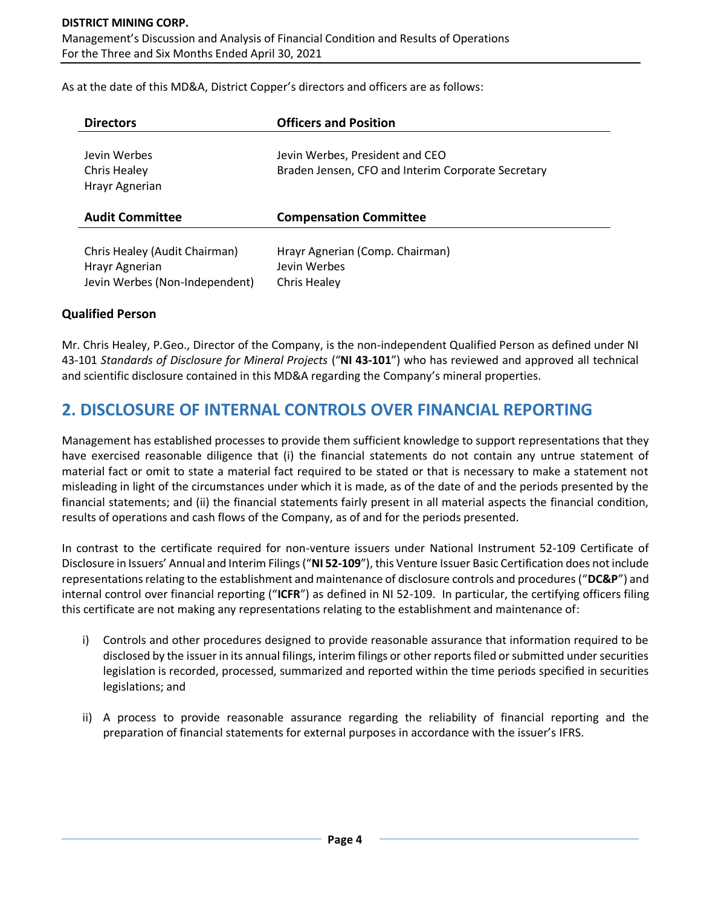As at the date of this MD&A, District Copper's directors and officers are as follows:

| Directors | Officers and Position |
| --- | --- |
| Jevin Werbes | Jevin Werbes, President and CEO |
| Chris Healey | Braden Jensen, CFO and Interim Corporate Secretary |
| Hrayr Agnerian | |

| Audit Committee | Compensation Committee |
| --- | --- |
| Chris Healey (Audit Chairman) | Hrayr Agnerian (Comp. Chairman) |
| Hrayr Agnerian | Jevin Werbes |
| Jevin Werbes (Non-Independent) | Chris Healey |

### Qualified Person

Mr. Chris Healey, P.Geo., Director of the Company, is the non-independent Qualified Person as defined under NI 43-101 *Standards of Disclosure for Mineral Projects* ("**NI 43-101**") who has reviewed and approved all technical and scientific disclosure contained in this MD&A regarding the Company's mineral properties.

## 2. DISCLOSURE OF INTERNAL CONTROLS OVER FINANCIAL REPORTING

Management has established processes to provide them sufficient knowledge to support representations that they have exercised reasonable diligence that (i) the financial statements do not contain any untrue statement of material fact or omit to state a material fact required to be stated or that is necessary to make a statement not misleading in light of the circumstances under which it is made, as of the date of and the periods presented by the financial statements; and (ii) the financial statements fairly present in all material aspects the financial condition, results of operations and cash flows of the Company, as of and for the periods presented.

In contrast to the certificate required for non-venture issuers under National Instrument 52-109 Certificate of Disclosure in Issuers' Annual and Interim Filings ("**NI 52-109**"), this Venture Issuer Basic Certification does not include representations relating to the establishment and maintenance of disclosure controls and procedures ("**DC&P**") and internal control over financial reporting ("**ICFR**") as defined in NI 52-109. In particular, the certifying officers filing this certificate are not making any representations relating to the establishment and maintenance of:

i) Controls and other procedures designed to provide reasonable assurance that information required to be disclosed by the issuer in its annual filings, interim filings or other reports filed or submitted under securities legislation is recorded, processed, summarized and reported within the time periods specified in securities legislations; and

ii) A process to provide reasonable assurance regarding the reliability of financial reporting and the preparation of financial statements for external purposes in accordance with the issuer's IFRS.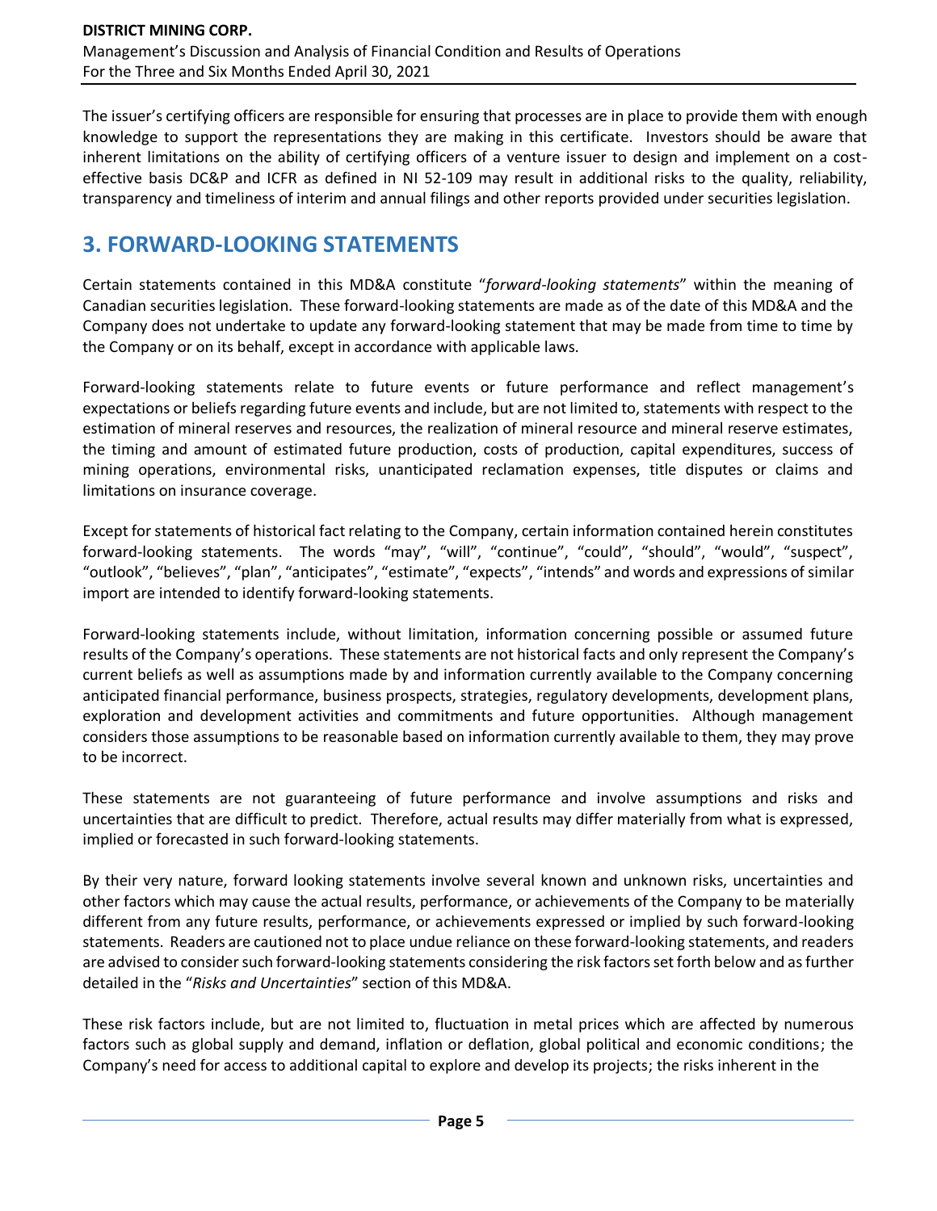The issuer's certifying officers are responsible for ensuring that processes are in place to provide them with enough knowledge to support the representations they are making in this certificate. Investors should be aware that inherent limitations on the ability of certifying officers of a venture issuer to design and implement on a cost-effective basis DC&P and ICFR as defined in NI 52-109 may result in additional risks to the quality, reliability, transparency and timeliness of interim and annual filings and other reports provided under securities legislation.

## 3. FORWARD-LOOKING STATEMENTS

Certain statements contained in this MD&A constitute "*forward-looking statements*" within the meaning of Canadian securities legislation. These forward-looking statements are made as of the date of this MD&A and the Company does not undertake to update any forward-looking statement that may be made from time to time by the Company or on its behalf, except in accordance with applicable laws.

Forward-looking statements relate to future events or future performance and reflect management's expectations or beliefs regarding future events and include, but are not limited to, statements with respect to the estimation of mineral reserves and resources, the realization of mineral resource and mineral reserve estimates, the timing and amount of estimated future production, costs of production, capital expenditures, success of mining operations, environmental risks, unanticipated reclamation expenses, title disputes or claims and limitations on insurance coverage.

Except for statements of historical fact relating to the Company, certain information contained herein constitutes forward-looking statements. The words "may", "will", "continue", "could", "should", "would", "suspect", "outlook", "believes", "plan", "anticipates", "estimate", "expects", "intends" and words and expressions of similar import are intended to identify forward-looking statements.

Forward-looking statements include, without limitation, information concerning possible or assumed future results of the Company's operations. These statements are not historical facts and only represent the Company's current beliefs as well as assumptions made by and information currently available to the Company concerning anticipated financial performance, business prospects, strategies, regulatory developments, development plans, exploration and development activities and commitments and future opportunities. Although management considers those assumptions to be reasonable based on information currently available to them, they may prove to be incorrect.

These statements are not guaranteeing of future performance and involve assumptions and risks and uncertainties that are difficult to predict. Therefore, actual results may differ materially from what is expressed, implied or forecasted in such forward-looking statements.

By their very nature, forward looking statements involve several known and unknown risks, uncertainties and other factors which may cause the actual results, performance, or achievements of the Company to be materially different from any future results, performance, or achievements expressed or implied by such forward-looking statements. Readers are cautioned not to place undue reliance on these forward-looking statements, and readers are advised to consider such forward-looking statements considering the risk factors set forth below and as further detailed in the "*Risks and Uncertainties*" section of this MD&A.

These risk factors include, but are not limited to, fluctuation in metal prices which are affected by numerous factors such as global supply and demand, inflation or deflation, global political and economic conditions; the Company's need for access to additional capital to explore and develop its projects; the risks inherent in the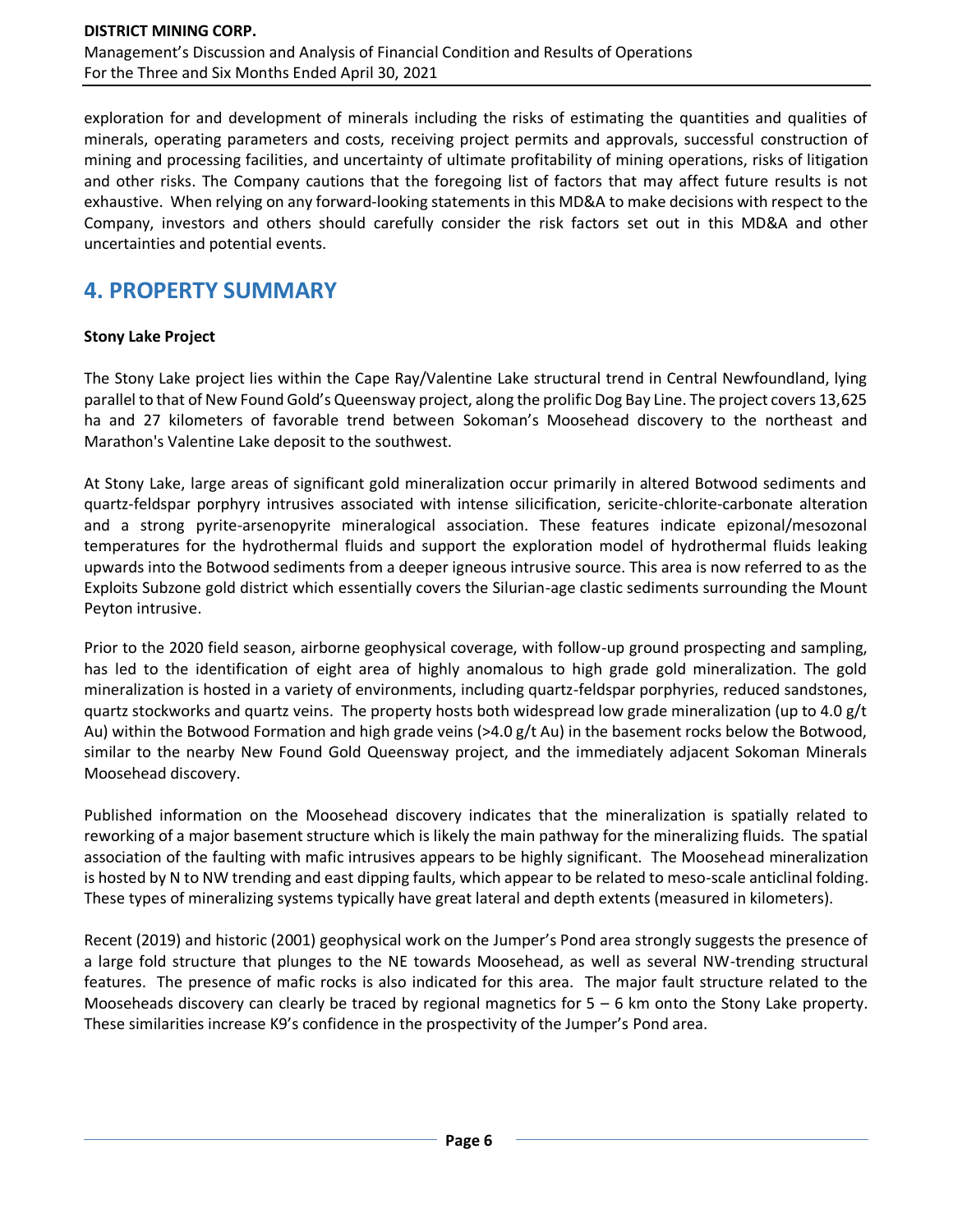exploration for and development of minerals including the risks of estimating the quantities and qualities of minerals, operating parameters and costs, receiving project permits and approvals, successful construction of mining and processing facilities, and uncertainty of ultimate profitability of mining operations, risks of litigation and other risks. The Company cautions that the foregoing list of factors that may affect future results is not exhaustive. When relying on any forward-looking statements in this MD&A to make decisions with respect to the Company, investors and others should carefully consider the risk factors set out in this MD&A and other uncertainties and potential events.

# 4. PROPERTY SUMMARY

**Stony Lake Project**

The Stony Lake project lies within the Cape Ray/Valentine Lake structural trend in Central Newfoundland, lying parallel to that of New Found Gold's Queensway project, along the prolific Dog Bay Line. The project covers 13,625 ha and 27 kilometers of favorable trend between Sokoman's Moosehead discovery to the northeast and Marathon's Valentine Lake deposit to the southwest.

At Stony Lake, large areas of significant gold mineralization occur primarily in altered Botwood sediments and quartz-feldspar porphyry intrusives associated with intense silicification, sericite-chlorite-carbonate alteration and a strong pyrite-arsenopyrite mineralogical association. These features indicate epizonal/mesozonal temperatures for the hydrothermal fluids and support the exploration model of hydrothermal fluids leaking upwards into the Botwood sediments from a deeper igneous intrusive source. This area is now referred to as the Exploits Subzone gold district which essentially covers the Silurian-age clastic sediments surrounding the Mount Peyton intrusive.

Prior to the 2020 field season, airborne geophysical coverage, with follow-up ground prospecting and sampling, has led to the identification of eight area of highly anomalous to high grade gold mineralization. The gold mineralization is hosted in a variety of environments, including quartz-feldspar porphyries, reduced sandstones, quartz stockworks and quartz veins. The property hosts both widespread low grade mineralization (up to 4.0 g/t Au) within the Botwood Formation and high grade veins (>4.0 g/t Au) in the basement rocks below the Botwood, similar to the nearby New Found Gold Queensway project, and the immediately adjacent Sokoman Minerals Moosehead discovery.

Published information on the Moosehead discovery indicates that the mineralization is spatially related to reworking of a major basement structure which is likely the main pathway for the mineralizing fluids. The spatial association of the faulting with mafic intrusives appears to be highly significant. The Moosehead mineralization is hosted by N to NW trending and east dipping faults, which appear to be related to meso-scale anticlinal folding. These types of mineralizing systems typically have great lateral and depth extents (measured in kilometers).

Recent (2019) and historic (2001) geophysical work on the Jumper's Pond area strongly suggests the presence of a large fold structure that plunges to the NE towards Moosehead, as well as several NW-trending structural features. The presence of mafic rocks is also indicated for this area. The major fault structure related to the Mooseheads discovery can clearly be traced by regional magnetics for 5 – 6 km onto the Stony Lake property. These similarities increase K9's confidence in the prospectivity of the Jumper's Pond area.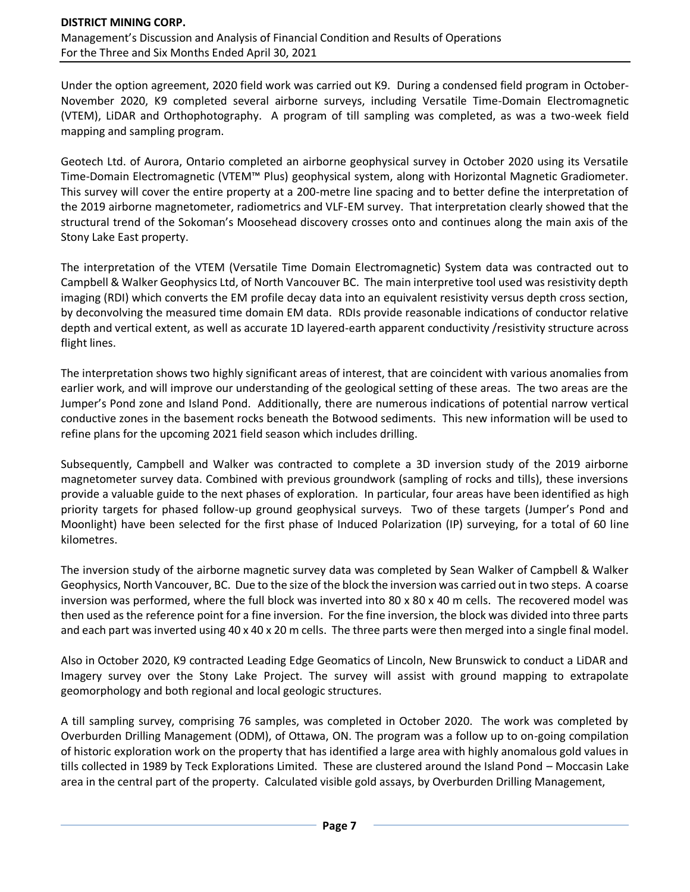Under the option agreement, 2020 field work was carried out K9. During a condensed field program in October-November 2020, K9 completed several airborne surveys, including Versatile Time-Domain Electromagnetic (VTEM), LiDAR and Orthophotography. A program of till sampling was completed, as was a two-week field mapping and sampling program.

Geotech Ltd. of Aurora, Ontario completed an airborne geophysical survey in October 2020 using its Versatile Time-Domain Electromagnetic (VTEM™ Plus) geophysical system, along with Horizontal Magnetic Gradiometer. This survey will cover the entire property at a 200-metre line spacing and to better define the interpretation of the 2019 airborne magnetometer, radiometrics and VLF-EM survey. That interpretation clearly showed that the structural trend of the Sokoman's Moosehead discovery crosses onto and continues along the main axis of the Stony Lake East property.

The interpretation of the VTEM (Versatile Time Domain Electromagnetic) System data was contracted out to Campbell & Walker Geophysics Ltd, of North Vancouver BC. The main interpretive tool used was resistivity depth imaging (RDI) which converts the EM profile decay data into an equivalent resistivity versus depth cross section, by deconvolving the measured time domain EM data. RDIs provide reasonable indications of conductor relative depth and vertical extent, as well as accurate 1D layered-earth apparent conductivity /resistivity structure across flight lines.

The interpretation shows two highly significant areas of interest, that are coincident with various anomalies from earlier work, and will improve our understanding of the geological setting of these areas. The two areas are the Jumper's Pond zone and Island Pond. Additionally, there are numerous indications of potential narrow vertical conductive zones in the basement rocks beneath the Botwood sediments. This new information will be used to refine plans for the upcoming 2021 field season which includes drilling.

Subsequently, Campbell and Walker was contracted to complete a 3D inversion study of the 2019 airborne magnetometer survey data. Combined with previous groundwork (sampling of rocks and tills), these inversions provide a valuable guide to the next phases of exploration. In particular, four areas have been identified as high priority targets for phased follow-up ground geophysical surveys. Two of these targets (Jumper's Pond and Moonlight) have been selected for the first phase of Induced Polarization (IP) surveying, for a total of 60 line kilometres.

The inversion study of the airborne magnetic survey data was completed by Sean Walker of Campbell & Walker Geophysics, North Vancouver, BC. Due to the size of the block the inversion was carried out in two steps. A coarse inversion was performed, where the full block was inverted into 80 x 80 x 40 m cells. The recovered model was then used as the reference point for a fine inversion. For the fine inversion, the block was divided into three parts and each part was inverted using 40 x 40 x 20 m cells. The three parts were then merged into a single final model.

Also in October 2020, K9 contracted Leading Edge Geomatics of Lincoln, New Brunswick to conduct a LiDAR and Imagery survey over the Stony Lake Project. The survey will assist with ground mapping to extrapolate geomorphology and both regional and local geologic structures.

A till sampling survey, comprising 76 samples, was completed in October 2020. The work was completed by Overburden Drilling Management (ODM), of Ottawa, ON. The program was a follow up to on-going compilation of historic exploration work on the property that has identified a large area with highly anomalous gold values in tills collected in 1989 by Teck Explorations Limited. These are clustered around the Island Pond – Moccasin Lake area in the central part of the property. Calculated visible gold assays, by Overburden Drilling Management,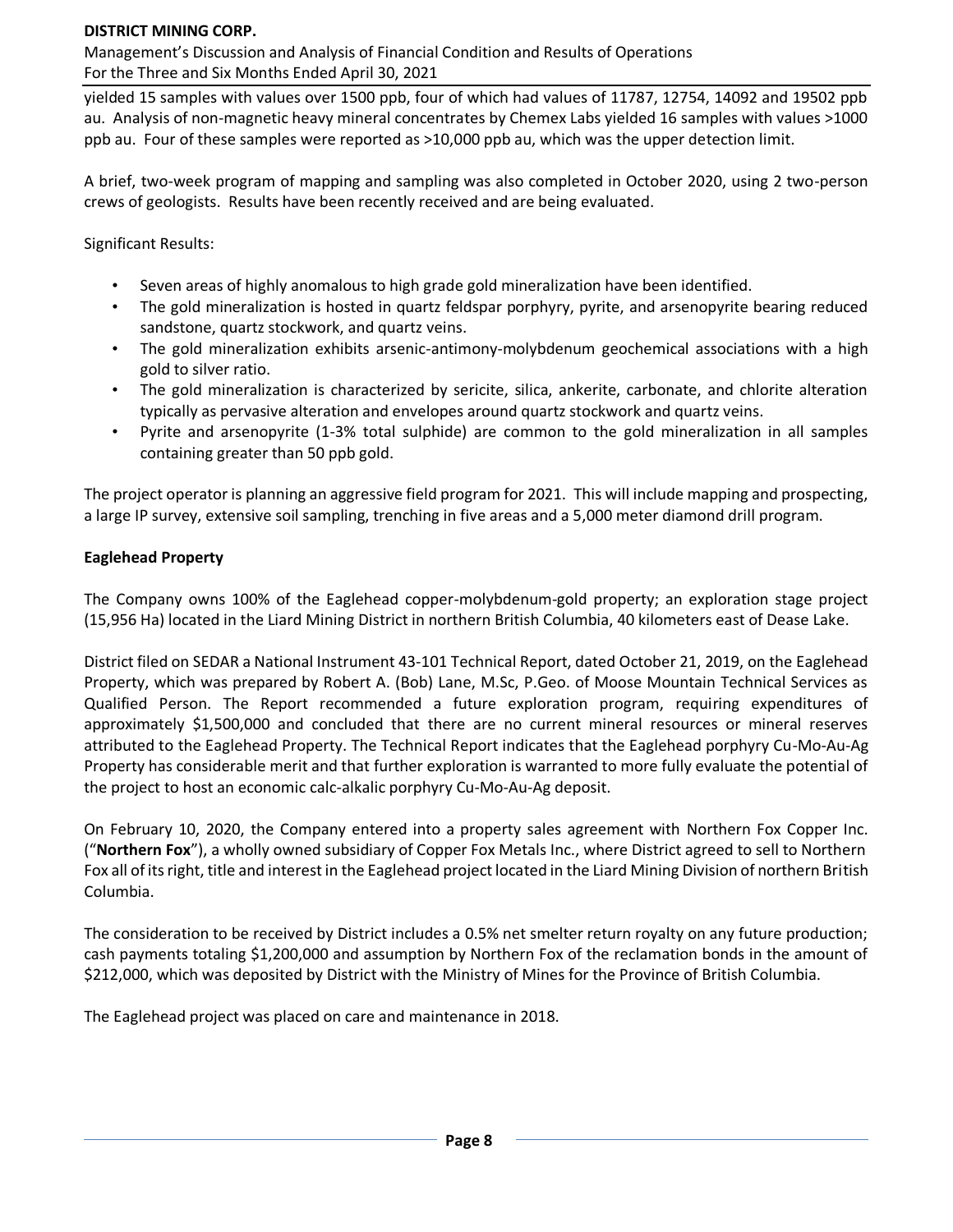yielded 15 samples with values over 1500 ppb, four of which had values of 11787, 12754, 14092 and 19502 ppb au. Analysis of non-magnetic heavy mineral concentrates by Chemex Labs yielded 16 samples with values >1000 ppb au. Four of these samples were reported as >10,000 ppb au, which was the upper detection limit.

A brief, two-week program of mapping and sampling was also completed in October 2020, using 2 two-person crews of geologists. Results have been recently received and are being evaluated.

Significant Results:

- Seven areas of highly anomalous to high grade gold mineralization have been identified.
- The gold mineralization is hosted in quartz feldspar porphyry, pyrite, and arsenopyrite bearing reduced sandstone, quartz stockwork, and quartz veins.
- The gold mineralization exhibits arsenic-antimony-molybdenum geochemical associations with a high gold to silver ratio.
- The gold mineralization is characterized by sericite, silica, ankerite, carbonate, and chlorite alteration typically as pervasive alteration and envelopes around quartz stockwork and quartz veins.
- Pyrite and arsenopyrite (1-3% total sulphide) are common to the gold mineralization in all samples containing greater than 50 ppb gold.

The project operator is planning an aggressive field program for 2021. This will include mapping and prospecting, a large IP survey, extensive soil sampling, trenching in five areas and a 5,000 meter diamond drill program.

**Eaglehead Property**

The Company owns 100% of the Eaglehead copper-molybdenum-gold property; an exploration stage project (15,956 Ha) located in the Liard Mining District in northern British Columbia, 40 kilometers east of Dease Lake.

District filed on SEDAR a National Instrument 43-101 Technical Report, dated October 21, 2019, on the Eaglehead Property, which was prepared by Robert A. (Bob) Lane, M.Sc, P.Geo. of Moose Mountain Technical Services as Qualified Person. The Report recommended a future exploration program, requiring expenditures of approximately $1,500,000 and concluded that there are no current mineral resources or mineral reserves attributed to the Eaglehead Property. The Technical Report indicates that the Eaglehead porphyry Cu-Mo-Au-Ag Property has considerable merit and that further exploration is warranted to more fully evaluate the potential of the project to host an economic calc-alkalic porphyry Cu-Mo-Au-Ag deposit.

On February 10, 2020, the Company entered into a property sales agreement with Northern Fox Copper Inc. ("**Northern Fox**"), a wholly owned subsidiary of Copper Fox Metals Inc., where District agreed to sell to Northern Fox all of its right, title and interest in the Eaglehead project located in the Liard Mining Division of northern British Columbia.

The consideration to be received by District includes a 0.5% net smelter return royalty on any future production; cash payments totaling $1,200,000 and assumption by Northern Fox of the reclamation bonds in the amount of $212,000, which was deposited by District with the Ministry of Mines for the Province of British Columbia.

The Eaglehead project was placed on care and maintenance in 2018.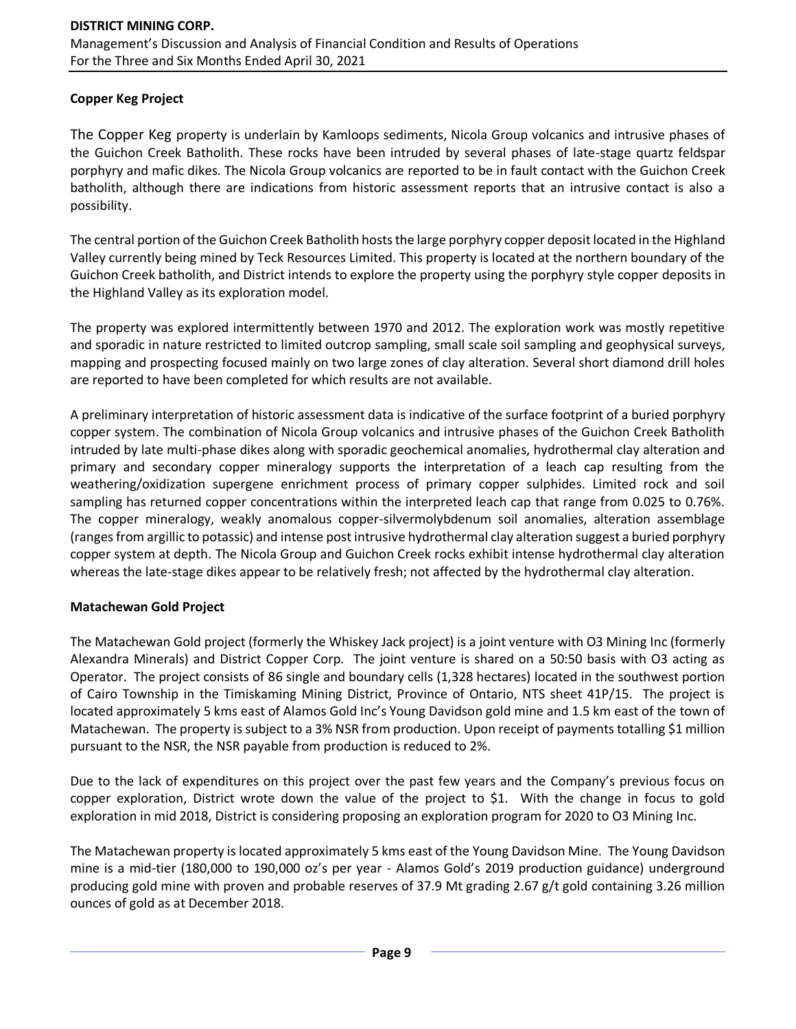## Copper Keg Project

The Copper Keg property is underlain by Kamloops sediments, Nicola Group volcanics and intrusive phases of the Guichon Creek Batholith. These rocks have been intruded by several phases of late-stage quartz feldspar porphyry and mafic dikes. The Nicola Group volcanics are reported to be in fault contact with the Guichon Creek batholith, although there are indications from historic assessment reports that an intrusive contact is also a possibility.

The central portion of the Guichon Creek Batholith hosts the large porphyry copper deposit located in the Highland Valley currently being mined by Teck Resources Limited. This property is located at the northern boundary of the Guichon Creek batholith, and District intends to explore the property using the porphyry style copper deposits in the Highland Valley as its exploration model.

The property was explored intermittently between 1970 and 2012. The exploration work was mostly repetitive and sporadic in nature restricted to limited outcrop sampling, small scale soil sampling and geophysical surveys, mapping and prospecting focused mainly on two large zones of clay alteration. Several short diamond drill holes are reported to have been completed for which results are not available.

A preliminary interpretation of historic assessment data is indicative of the surface footprint of a buried porphyry copper system. The combination of Nicola Group volcanics and intrusive phases of the Guichon Creek Batholith intruded by late multi-phase dikes along with sporadic geochemical anomalies, hydrothermal clay alteration and primary and secondary copper mineralogy supports the interpretation of a leach cap resulting from the weathering/oxidization supergene enrichment process of primary copper sulphides. Limited rock and soil sampling has returned copper concentrations within the interpreted leach cap that range from 0.025 to 0.76%. The copper mineralogy, weakly anomalous copper-silvermolybdenum soil anomalies, alteration assemblage (ranges from argillic to potassic) and intense post intrusive hydrothermal clay alteration suggest a buried porphyry copper system at depth. The Nicola Group and Guichon Creek rocks exhibit intense hydrothermal clay alteration whereas the late-stage dikes appear to be relatively fresh; not affected by the hydrothermal clay alteration.

## Matachewan Gold Project

The Matachewan Gold project (formerly the Whiskey Jack project) is a joint venture with O3 Mining Inc (formerly Alexandra Minerals) and District Copper Corp. The joint venture is shared on a 50:50 basis with O3 acting as Operator. The project consists of 86 single and boundary cells (1,328 hectares) located in the southwest portion of Cairo Township in the Timiskaming Mining District, Province of Ontario, NTS sheet 41P/15. The project is located approximately 5 kms east of Alamos Gold Inc's Young Davidson gold mine and 1.5 km east of the town of Matachewan. The property is subject to a 3% NSR from production. Upon receipt of payments totalling $1 million pursuant to the NSR, the NSR payable from production is reduced to 2%.

Due to the lack of expenditures on this project over the past few years and the Company's previous focus on copper exploration, District wrote down the value of the project to $1. With the change in focus to gold exploration in mid 2018, District is considering proposing an exploration program for 2020 to O3 Mining Inc.

The Matachewan property is located approximately 5 kms east of the Young Davidson Mine. The Young Davidson mine is a mid-tier (180,000 to 190,000 oz's per year - Alamos Gold's 2019 production guidance) underground producing gold mine with proven and probable reserves of 37.9 Mt grading 2.67 g/t gold containing 3.26 million ounces of gold as at December 2018.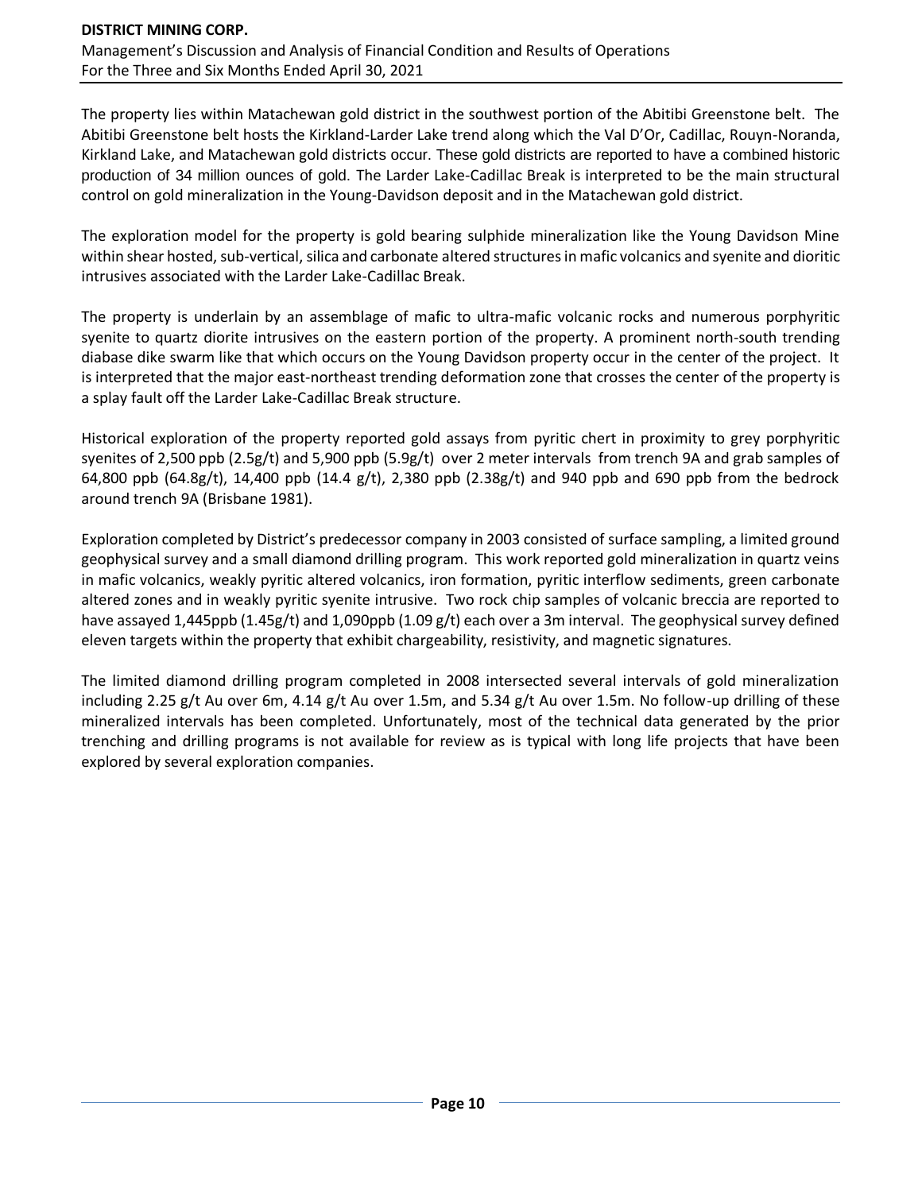The property lies within Matachewan gold district in the southwest portion of the Abitibi Greenstone belt. The Abitibi Greenstone belt hosts the Kirkland-Larder Lake trend along which the Val D'Or, Cadillac, Rouyn-Noranda, Kirkland Lake, and Matachewan gold districts occur. These gold districts are reported to have a combined historic production of 34 million ounces of gold. The Larder Lake-Cadillac Break is interpreted to be the main structural control on gold mineralization in the Young-Davidson deposit and in the Matachewan gold district.

The exploration model for the property is gold bearing sulphide mineralization like the Young Davidson Mine within shear hosted, sub-vertical, silica and carbonate altered structures in mafic volcanics and syenite and dioritic intrusives associated with the Larder Lake-Cadillac Break.

The property is underlain by an assemblage of mafic to ultra-mafic volcanic rocks and numerous porphyritic syenite to quartz diorite intrusives on the eastern portion of the property. A prominent north-south trending diabase dike swarm like that which occurs on the Young Davidson property occur in the center of the project. It is interpreted that the major east-northeast trending deformation zone that crosses the center of the property is a splay fault off the Larder Lake-Cadillac Break structure.

Historical exploration of the property reported gold assays from pyritic chert in proximity to grey porphyritic syenites of 2,500 ppb (2.5g/t) and 5,900 ppb (5.9g/t) over 2 meter intervals from trench 9A and grab samples of 64,800 ppb (64.8g/t), 14,400 ppb (14.4 g/t), 2,380 ppb (2.38g/t) and 940 ppb and 690 ppb from the bedrock around trench 9A (Brisbane 1981).

Exploration completed by District's predecessor company in 2003 consisted of surface sampling, a limited ground geophysical survey and a small diamond drilling program. This work reported gold mineralization in quartz veins in mafic volcanics, weakly pyritic altered volcanics, iron formation, pyritic interflow sediments, green carbonate altered zones and in weakly pyritic syenite intrusive. Two rock chip samples of volcanic breccia are reported to have assayed 1,445ppb (1.45g/t) and 1,090ppb (1.09 g/t) each over a 3m interval. The geophysical survey defined eleven targets within the property that exhibit chargeability, resistivity, and magnetic signatures.

The limited diamond drilling program completed in 2008 intersected several intervals of gold mineralization including 2.25 g/t Au over 6m, 4.14 g/t Au over 1.5m, and 5.34 g/t Au over 1.5m. No follow-up drilling of these mineralized intervals has been completed. Unfortunately, most of the technical data generated by the prior trenching and drilling programs is not available for review as is typical with long life projects that have been explored by several exploration companies.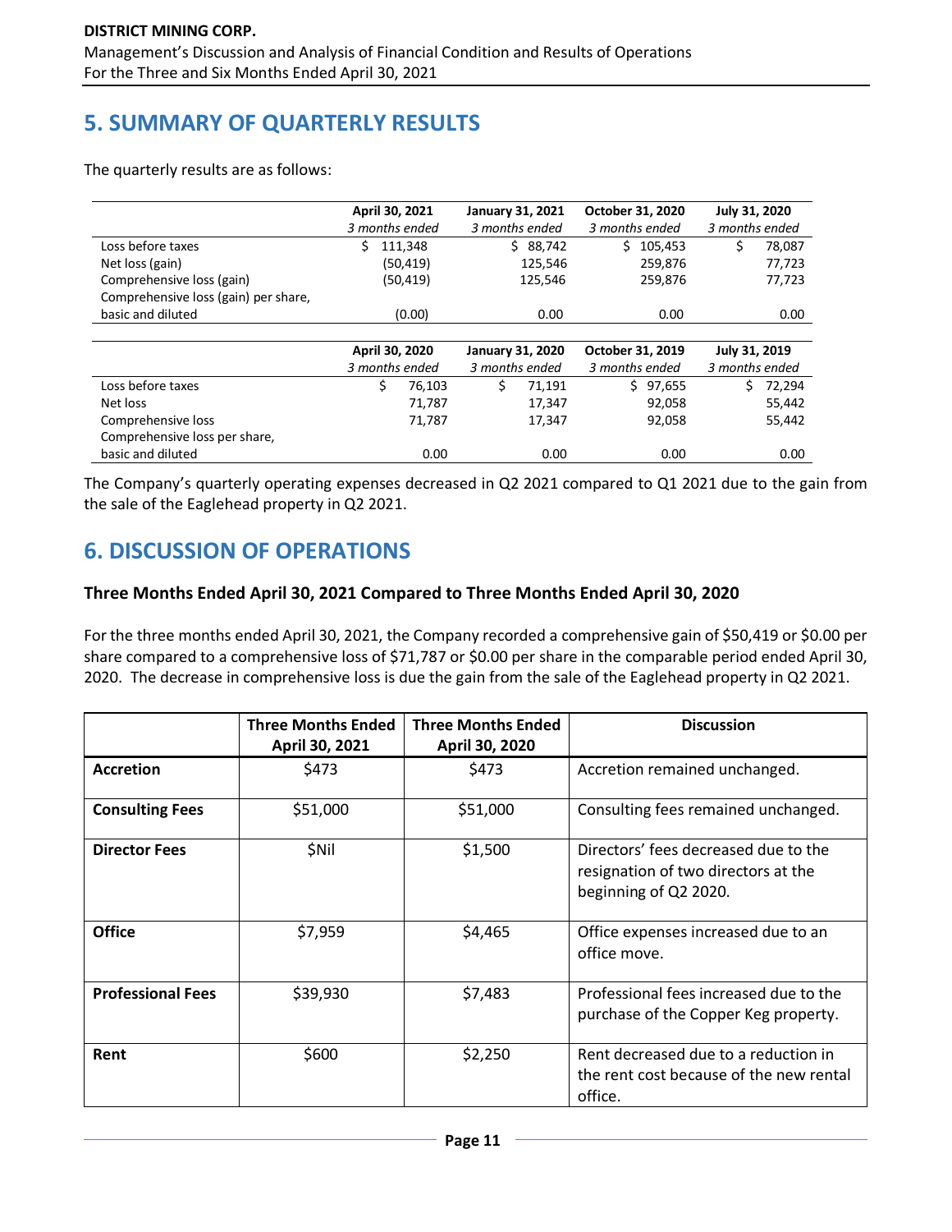# 5. SUMMARY OF QUARTERLY RESULTS

The quarterly results are as follows:

| | April 30, 2021<br>*3 months ended* | January 31, 2021<br>*3 months ended* | October 31, 2020<br>*3 months ended* | July 31, 2020<br>*3 months ended* |
|---|---|---|---|---|
| Loss before taxes | $ 111,348 | $ 88,742 | $ 105,453 | $ 78,087 |
| Net loss (gain) | (50,419) | 125,546 | 259,876 | 77,723 |
| Comprehensive loss (gain) | (50,419) | 125,546 | 259,876 | 77,723 |
| Comprehensive loss (gain) per share, basic and diluted | (0.00) | 0.00 | 0.00 | 0.00 |

| | April 30, 2020<br>*3 months ended* | January 31, 2020<br>*3 months ended* | October 31, 2019<br>*3 months ended* | July 31, 2019<br>*3 months ended* |
|---|---|---|---|---|
| Loss before taxes | $ 76,103 | $ 71,191 | $ 97,655 | $ 72,294 |
| Net loss | 71,787 | 17,347 | 92,058 | 55,442 |
| Comprehensive loss | 71,787 | 17,347 | 92,058 | 55,442 |
| Comprehensive loss per share, basic and diluted | 0.00 | 0.00 | 0.00 | 0.00 |

The Company's quarterly operating expenses decreased in Q2 2021 compared to Q1 2021 due to the gain from the sale of the Eaglehead property in Q2 2021.

# 6. DISCUSSION OF OPERATIONS

### Three Months Ended April 30, 2021 Compared to Three Months Ended April 30, 2020

For the three months ended April 30, 2021, the Company recorded a comprehensive gain of $50,419 or $0.00 per share compared to a comprehensive loss of $71,787 or $0.00 per share in the comparable period ended April 30, 2020. The decrease in comprehensive loss is due the gain from the sale of the Eaglehead property in Q2 2021.

| | Three Months Ended April 30, 2021 | Three Months Ended April 30, 2020 | Discussion |
|---|---|---|---|
| **Accretion** | $473 | $473 | Accretion remained unchanged. |
| **Consulting Fees** | $51,000 | $51,000 | Consulting fees remained unchanged. |
| **Director Fees** | $Nil | $1,500 | Directors' fees decreased due to the resignation of two directors at the beginning of Q2 2020. |
| **Office** | $7,959 | $4,465 | Office expenses increased due to an office move. |
| **Professional Fees** | $39,930 | $7,483 | Professional fees increased due to the purchase of the Copper Keg property. |
| **Rent** | $600 | $2,250 | Rent decreased due to a reduction in the rent cost because of the new rental office. |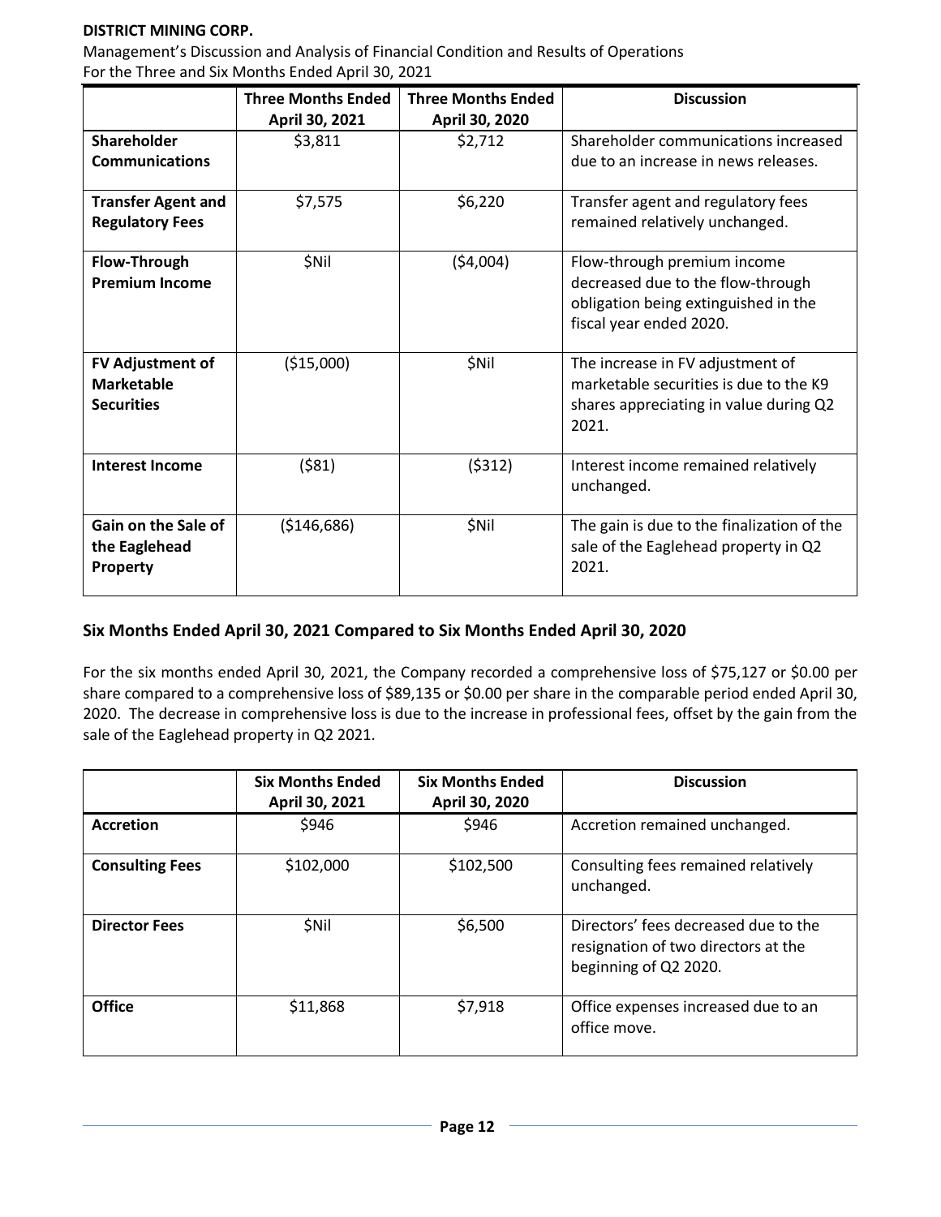|  | Three Months Ended April 30, 2021 | Three Months Ended April 30, 2020 | Discussion |
| --- | --- | --- | --- |
| **Shareholder Communications** | \$3,811 | \$2,712 | Shareholder communications increased due to an increase in news releases. |
| **Transfer Agent and Regulatory Fees** | \$7,575 | \$6,220 | Transfer agent and regulatory fees remained relatively unchanged. |
| **Flow-Through Premium Income** | \$Nil | (\$4,004) | Flow-through premium income decreased due to the flow-through obligation being extinguished in the fiscal year ended 2020. |
| **FV Adjustment of Marketable Securities** | (\$15,000) | \$Nil | The increase in FV adjustment of marketable securities is due to the K9 shares appreciating in value during Q2 2021. |
| **Interest Income** | (\$81) | (\$312) | Interest income remained relatively unchanged. |
| **Gain on the Sale of the Eaglehead Property** | (\$146,686) | \$Nil | The gain is due to the finalization of the sale of the Eaglehead property in Q2 2021. |

## Six Months Ended April 30, 2021 Compared to Six Months Ended April 30, 2020

For the six months ended April 30, 2021, the Company recorded a comprehensive loss of \$75,127 or \$0.00 per share compared to a comprehensive loss of \$89,135 or \$0.00 per share in the comparable period ended April 30, 2020. The decrease in comprehensive loss is due to the increase in professional fees, offset by the gain from the sale of the Eaglehead property in Q2 2021.

|  | Six Months Ended April 30, 2021 | Six Months Ended April 30, 2020 | Discussion |
| --- | --- | --- | --- |
| **Accretion** | \$946 | \$946 | Accretion remained unchanged. |
| **Consulting Fees** | \$102,000 | \$102,500 | Consulting fees remained relatively unchanged. |
| **Director Fees** | \$Nil | \$6,500 | Directors' fees decreased due to the resignation of two directors at the beginning of Q2 2020. |
| **Office** | \$11,868 | \$7,918 | Office expenses increased due to an office move. |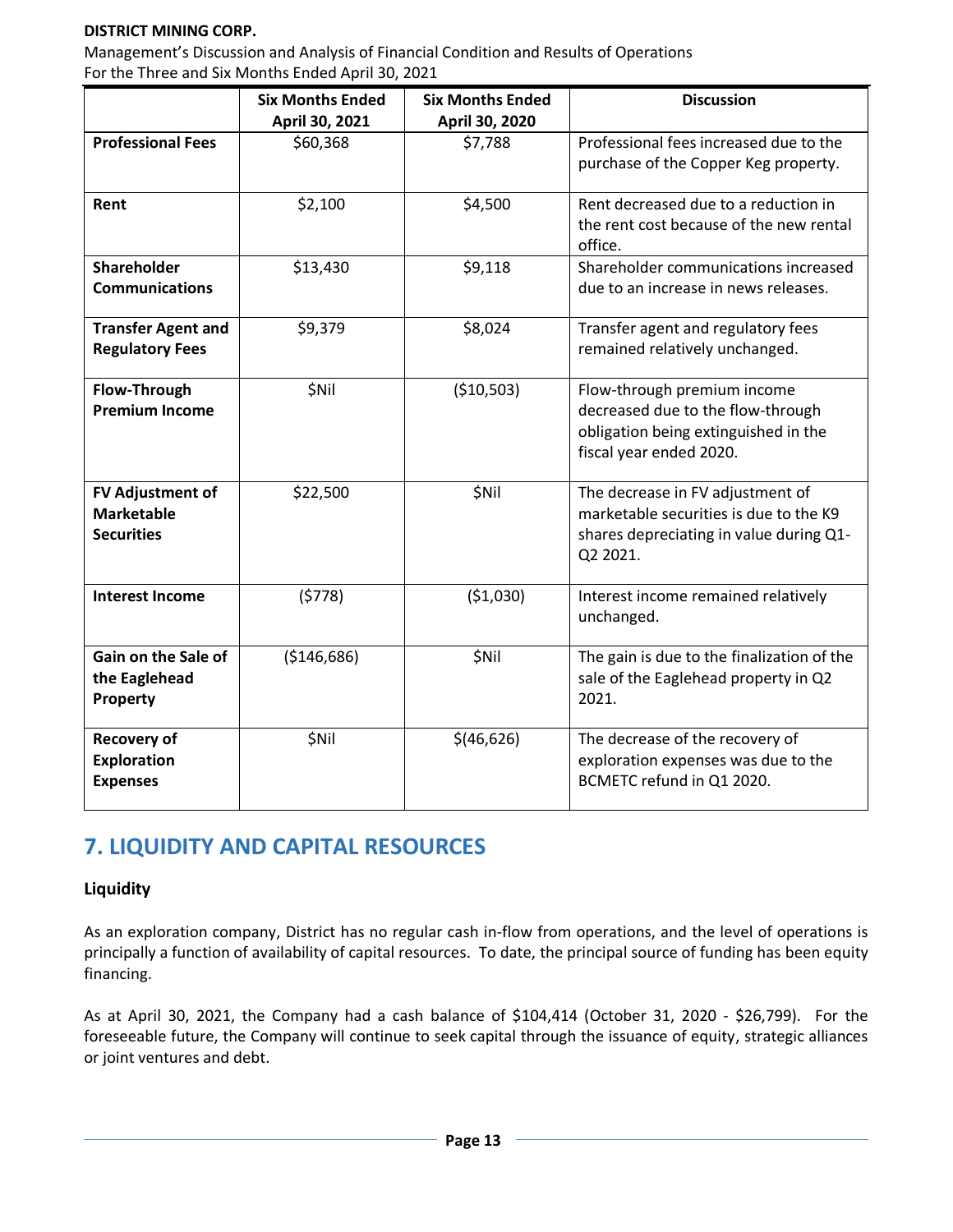| | Six Months Ended April 30, 2021 | Six Months Ended April 30, 2020 | Discussion |
|---|---|---|---|
| **Professional Fees** | $60,368 | $7,788 | Professional fees increased due to the purchase of the Copper Keg property. |
| **Rent** | $2,100 | $4,500 | Rent decreased due to a reduction in the rent cost because of the new rental office. |
| **Shareholder Communications** | $13,430 | $9,118 | Shareholder communications increased due to an increase in news releases. |
| **Transfer Agent and Regulatory Fees** | $9,379 | $8,024 | Transfer agent and regulatory fees remained relatively unchanged. |
| **Flow-Through Premium Income** | $Nil | ($10,503) | Flow-through premium income decreased due to the flow-through obligation being extinguished in the fiscal year ended 2020. |
| **FV Adjustment of Marketable Securities** | $22,500 | $Nil | The decrease in FV adjustment of marketable securities is due to the K9 shares depreciating in value during Q1-Q2 2021. |
| **Interest Income** | ($778) | ($1,030) | Interest income remained relatively unchanged. |
| **Gain on the Sale of the Eaglehead Property** | ($146,686) | $Nil | The gain is due to the finalization of the sale of the Eaglehead property in Q2 2021. |
| **Recovery of Exploration Expenses** | $Nil | $(46,626) | The decrease of the recovery of exploration expenses was due to the BCMETC refund in Q1 2020. |

## 7. LIQUIDITY AND CAPITAL RESOURCES

### Liquidity

As an exploration company, District has no regular cash in-flow from operations, and the level of operations is principally a function of availability of capital resources. To date, the principal source of funding has been equity financing.

As at April 30, 2021, the Company had a cash balance of $104,414 (October 31, 2020 - $26,799). For the foreseeable future, the Company will continue to seek capital through the issuance of equity, strategic alliances or joint ventures and debt.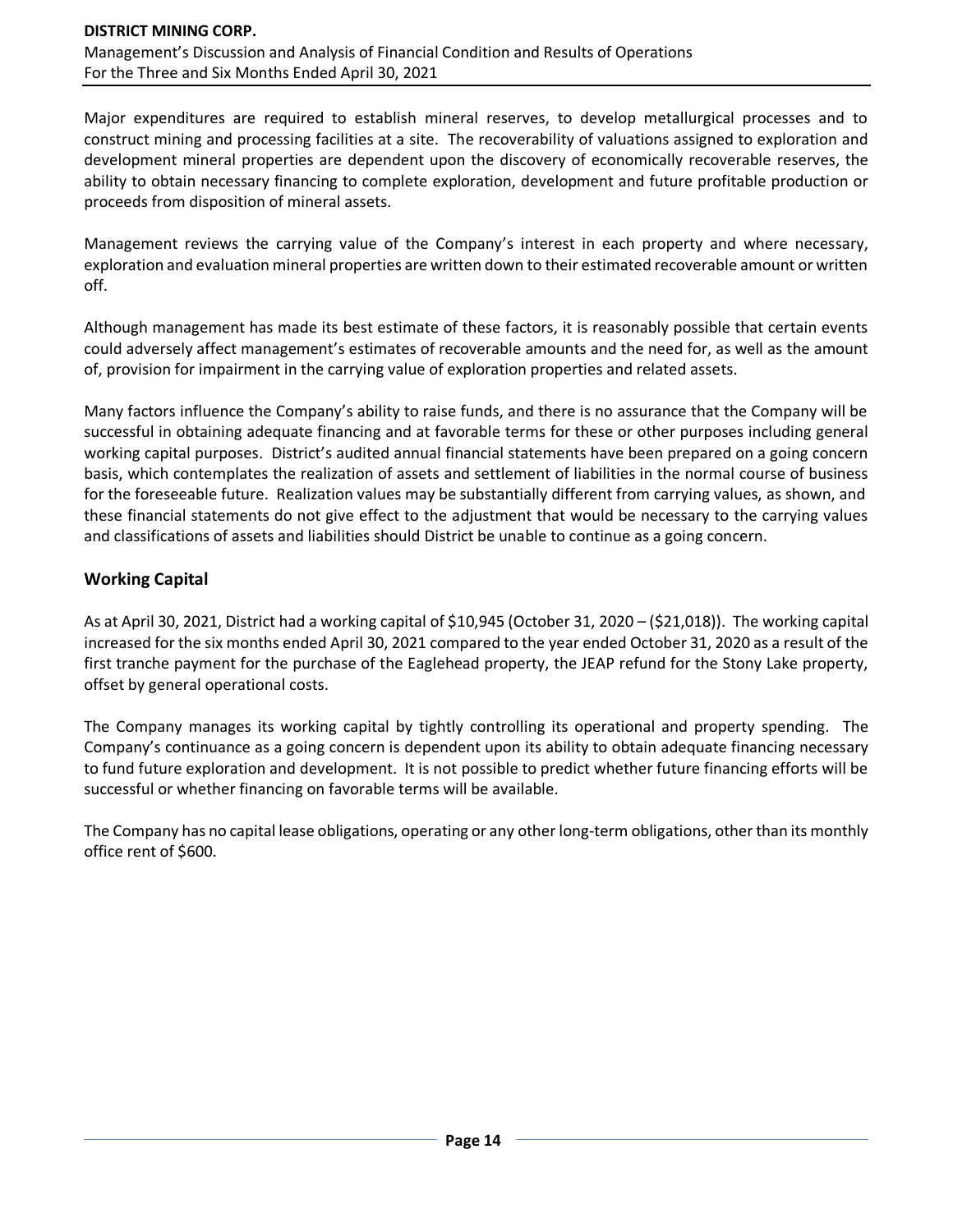Major expenditures are required to establish mineral reserves, to develop metallurgical processes and to construct mining and processing facilities at a site. The recoverability of valuations assigned to exploration and development mineral properties are dependent upon the discovery of economically recoverable reserves, the ability to obtain necessary financing to complete exploration, development and future profitable production or proceeds from disposition of mineral assets.

Management reviews the carrying value of the Company's interest in each property and where necessary, exploration and evaluation mineral properties are written down to their estimated recoverable amount or written off.

Although management has made its best estimate of these factors, it is reasonably possible that certain events could adversely affect management's estimates of recoverable amounts and the need for, as well as the amount of, provision for impairment in the carrying value of exploration properties and related assets.

Many factors influence the Company's ability to raise funds, and there is no assurance that the Company will be successful in obtaining adequate financing and at favorable terms for these or other purposes including general working capital purposes. District's audited annual financial statements have been prepared on a going concern basis, which contemplates the realization of assets and settlement of liabilities in the normal course of business for the foreseeable future. Realization values may be substantially different from carrying values, as shown, and these financial statements do not give effect to the adjustment that would be necessary to the carrying values and classifications of assets and liabilities should District be unable to continue as a going concern.

## Working Capital

As at April 30, 2021, District had a working capital of $10,945 (October 31, 2020 – ($21,018)). The working capital increased for the six months ended April 30, 2021 compared to the year ended October 31, 2020 as a result of the first tranche payment for the purchase of the Eaglehead property, the JEAP refund for the Stony Lake property, offset by general operational costs.

The Company manages its working capital by tightly controlling its operational and property spending. The Company's continuance as a going concern is dependent upon its ability to obtain adequate financing necessary to fund future exploration and development. It is not possible to predict whether future financing efforts will be successful or whether financing on favorable terms will be available.

The Company has no capital lease obligations, operating or any other long-term obligations, other than its monthly office rent of $600.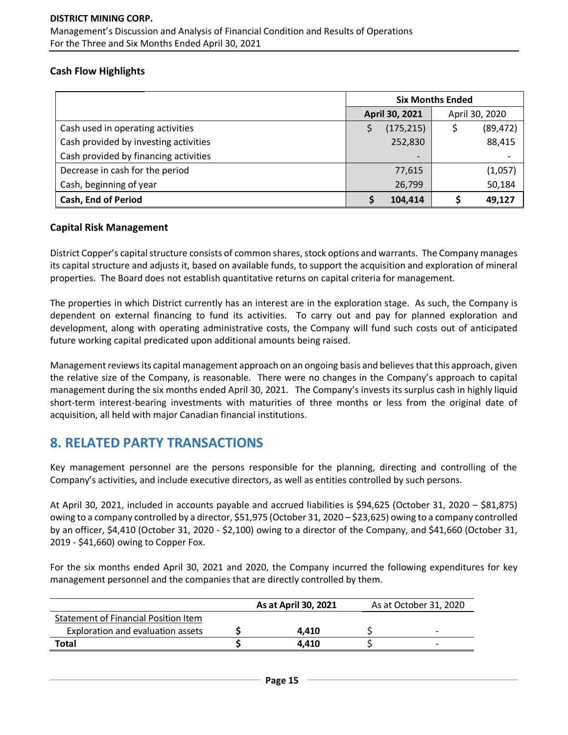### Cash Flow Highlights

| | Six Months Ended | |
|---|---|---|
| | **April 30, 2021** | April 30, 2020 |
| Cash used in operating activities | $ (175,215) | $ (89,472) |
| Cash provided by investing activities | 252,830 | 88,415 |
| Cash provided by financing activities | - | - |
| Decrease in cash for the period | 77,615 | (1,057) |
| Cash, beginning of year | 26,799 | 50,184 |
| **Cash, End of Period** | **$ 104,414** | **$ 49,127** |

### Capital Risk Management

District Copper's capital structure consists of common shares, stock options and warrants. The Company manages its capital structure and adjusts it, based on available funds, to support the acquisition and exploration of mineral properties. The Board does not establish quantitative returns on capital criteria for management.

The properties in which District currently has an interest are in the exploration stage. As such, the Company is dependent on external financing to fund its activities. To carry out and pay for planned exploration and development, along with operating administrative costs, the Company will fund such costs out of anticipated future working capital predicated upon additional amounts being raised.

Management reviews its capital management approach on an ongoing basis and believes that this approach, given the relative size of the Company, is reasonable. There were no changes in the Company's approach to capital management during the six months ended April 30, 2021. The Company's invests its surplus cash in highly liquid short-term interest-bearing investments with maturities of three months or less from the original date of acquisition, all held with major Canadian financial institutions.

## 8. RELATED PARTY TRANSACTIONS

Key management personnel are the persons responsible for the planning, directing and controlling of the Company's activities, and include executive directors, as well as entities controlled by such persons.

At April 30, 2021, included in accounts payable and accrued liabilities is $94,625 (October 31, 2020 – $81,875) owing to a company controlled by a director, $51,975 (October 31, 2020 – $23,625) owing to a company controlled by an officer, $4,410 (October 31, 2020 - $2,100) owing to a director of the Company, and $41,660 (October 31, 2019 - $41,660) owing to Copper Fox.

For the six months ended April 30, 2021 and 2020, the Company incurred the following expenditures for key management personnel and the companies that are directly controlled by them.

| | **As at April 30, 2021** | As at October 31, 2020 |
|---|---|---|
| Statement of Financial Position Item | | |
| Exploration and evaluation assets | **$ 4,410** | $ - |
| **Total** | **$ 4,410** | $ - |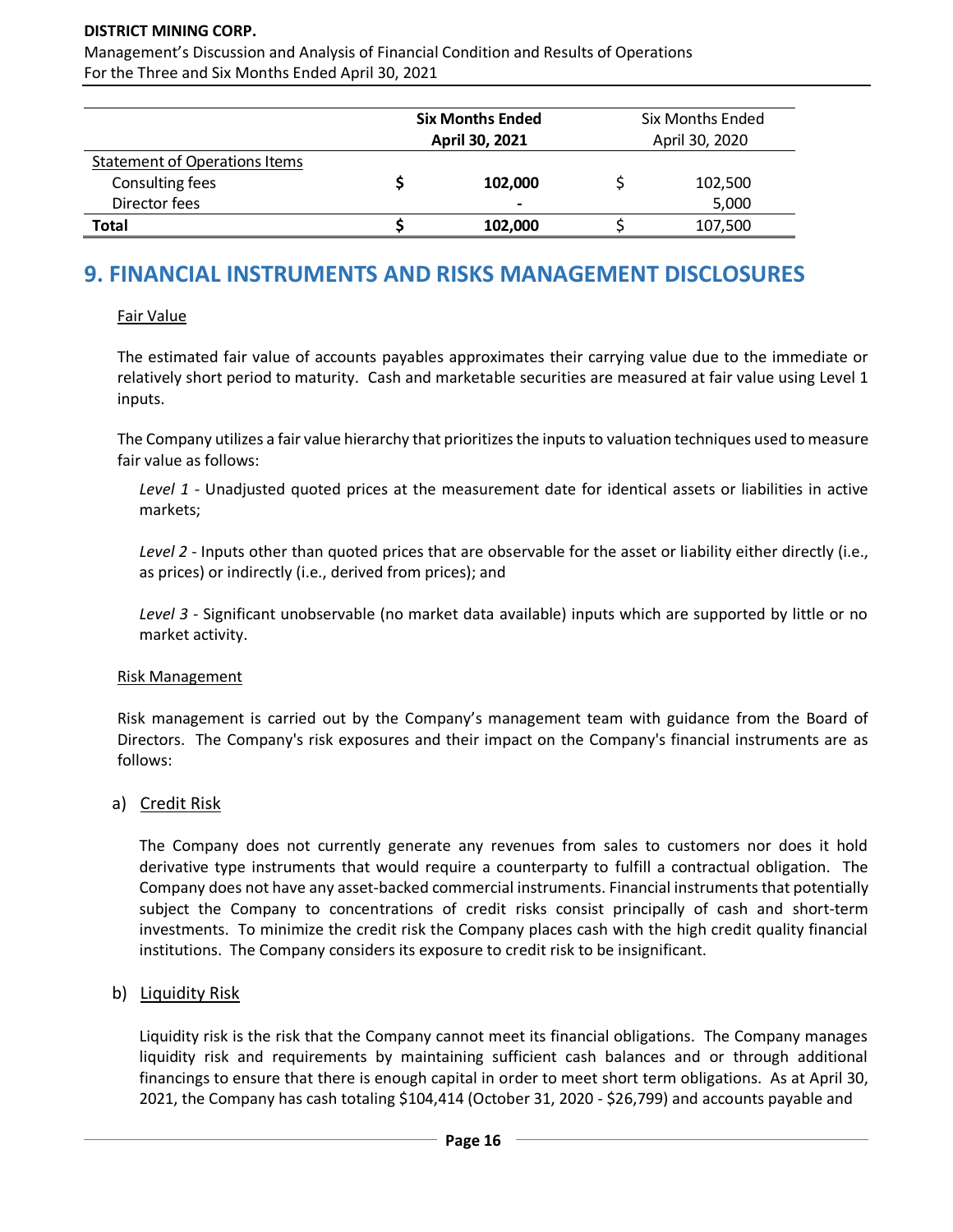| | **Six Months Ended April 30, 2021** | Six Months Ended April 30, 2020 |
|---|---|---|
| Statement of Operations Items | | |
| Consulting fees | **$ 102,000** | $ 102,500 |
| Director fees | **-** | 5,000 |
| **Total** | **$ 102,000** | $ 107,500 |

## 9. FINANCIAL INSTRUMENTS AND RISKS MANAGEMENT DISCLOSURES

Fair Value

The estimated fair value of accounts payables approximates their carrying value due to the immediate or relatively short period to maturity. Cash and marketable securities are measured at fair value using Level 1 inputs.

The Company utilizes a fair value hierarchy that prioritizes the inputs to valuation techniques used to measure fair value as follows:

*Level 1* - Unadjusted quoted prices at the measurement date for identical assets or liabilities in active markets;

*Level 2* - Inputs other than quoted prices that are observable for the asset or liability either directly (i.e., as prices) or indirectly (i.e., derived from prices); and

*Level 3* - Significant unobservable (no market data available) inputs which are supported by little or no market activity.

Risk Management

Risk management is carried out by the Company's management team with guidance from the Board of Directors. The Company's risk exposures and their impact on the Company's financial instruments are as follows:

a) Credit Risk

The Company does not currently generate any revenues from sales to customers nor does it hold derivative type instruments that would require a counterparty to fulfill a contractual obligation. The Company does not have any asset-backed commercial instruments. Financial instruments that potentially subject the Company to concentrations of credit risks consist principally of cash and short-term investments. To minimize the credit risk the Company places cash with the high credit quality financial institutions. The Company considers its exposure to credit risk to be insignificant.

b) Liquidity Risk

Liquidity risk is the risk that the Company cannot meet its financial obligations. The Company manages liquidity risk and requirements by maintaining sufficient cash balances and or through additional financings to ensure that there is enough capital in order to meet short term obligations. As at April 30, 2021, the Company has cash totaling $104,414 (October 31, 2020 - $26,799) and accounts payable and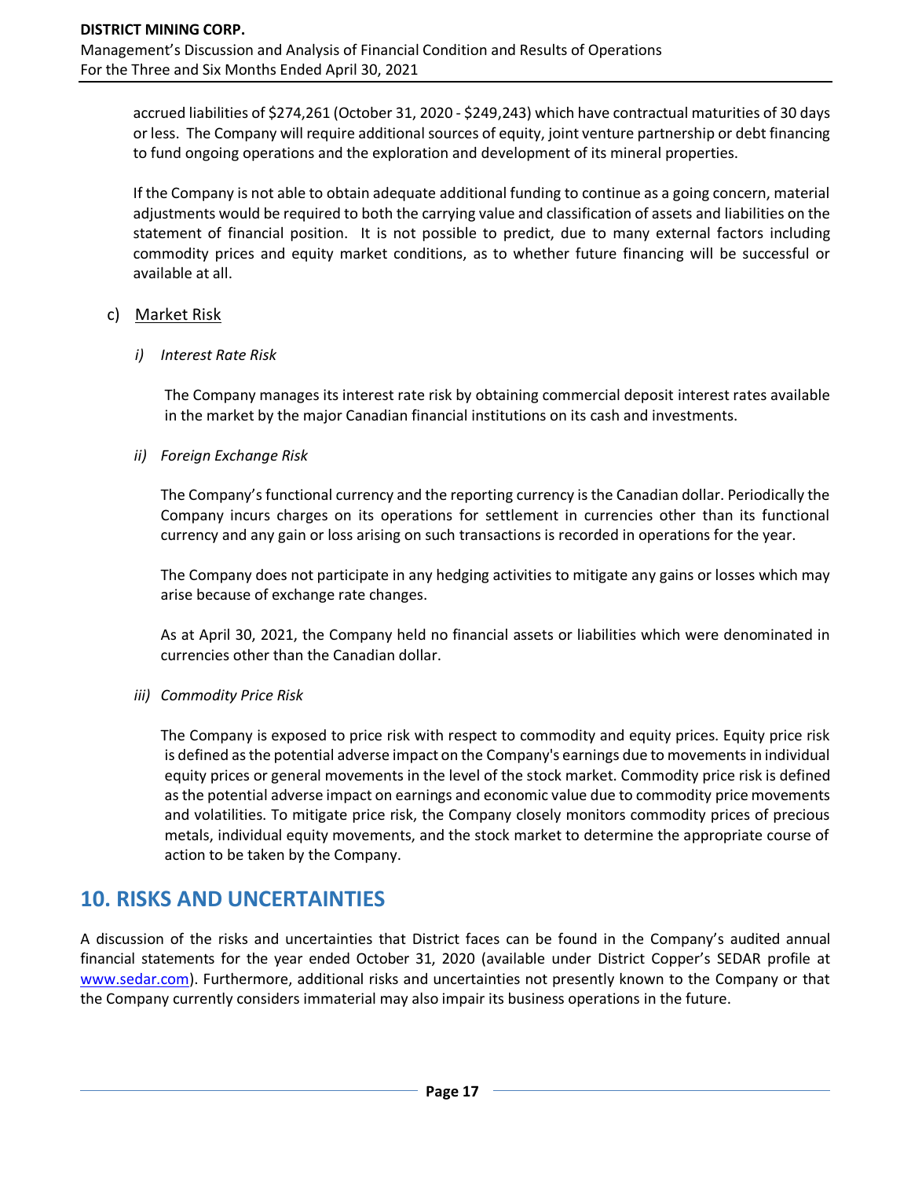accrued liabilities of $274,261 (October 31, 2020 - $249,243) which have contractual maturities of 30 days or less. The Company will require additional sources of equity, joint venture partnership or debt financing to fund ongoing operations and the exploration and development of its mineral properties.

If the Company is not able to obtain adequate additional funding to continue as a going concern, material adjustments would be required to both the carrying value and classification of assets and liabilities on the statement of financial position. It is not possible to predict, due to many external factors including commodity prices and equity market conditions, as to whether future financing will be successful or available at all.

c) Market Risk

*i) Interest Rate Risk*

The Company manages its interest rate risk by obtaining commercial deposit interest rates available in the market by the major Canadian financial institutions on its cash and investments.

*ii) Foreign Exchange Risk*

The Company's functional currency and the reporting currency is the Canadian dollar. Periodically the Company incurs charges on its operations for settlement in currencies other than its functional currency and any gain or loss arising on such transactions is recorded in operations for the year.

The Company does not participate in any hedging activities to mitigate any gains or losses which may arise because of exchange rate changes.

As at April 30, 2021, the Company held no financial assets or liabilities which were denominated in currencies other than the Canadian dollar.

*iii) Commodity Price Risk*

The Company is exposed to price risk with respect to commodity and equity prices. Equity price risk is defined as the potential adverse impact on the Company's earnings due to movements in individual equity prices or general movements in the level of the stock market. Commodity price risk is defined as the potential adverse impact on earnings and economic value due to commodity price movements and volatilities. To mitigate price risk, the Company closely monitors commodity prices of precious metals, individual equity movements, and the stock market to determine the appropriate course of action to be taken by the Company.

## 10. RISKS AND UNCERTAINTIES

A discussion of the risks and uncertainties that District faces can be found in the Company's audited annual financial statements for the year ended October 31, 2020 (available under District Copper's SEDAR profile at www.sedar.com). Furthermore, additional risks and uncertainties not presently known to the Company or that the Company currently considers immaterial may also impair its business operations in the future.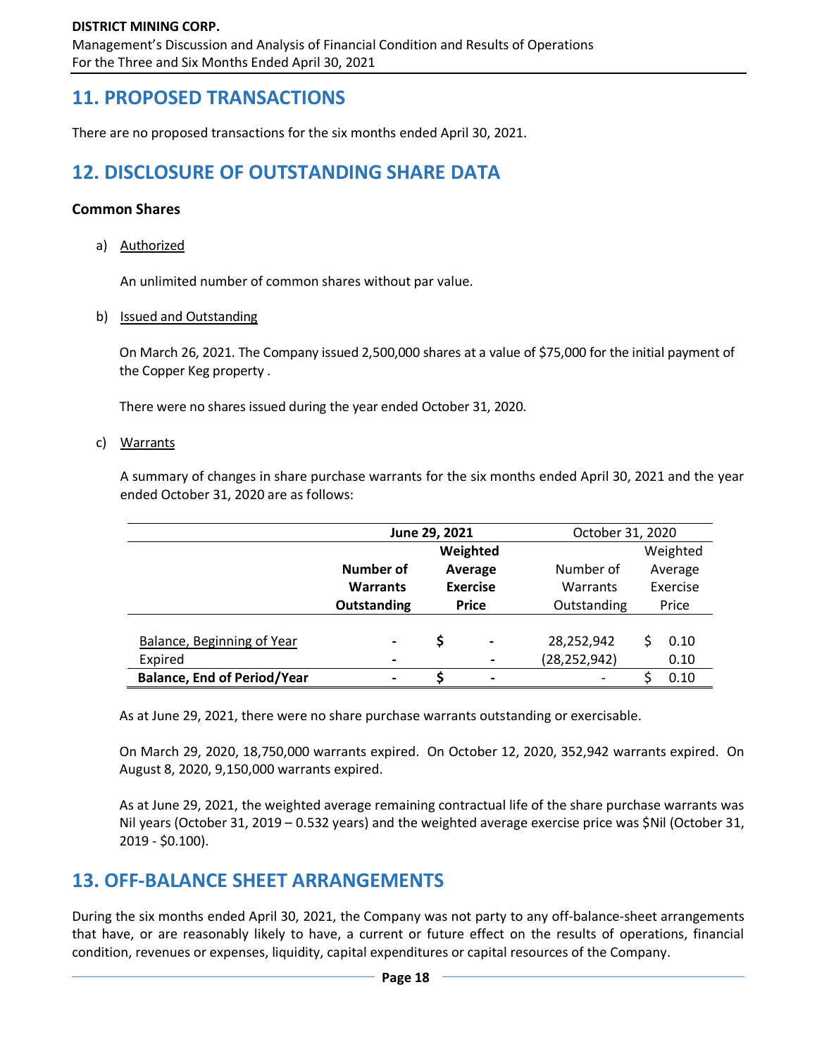## 11. PROPOSED TRANSACTIONS

There are no proposed transactions for the six months ended April 30, 2021.

## 12. DISCLOSURE OF OUTSTANDING SHARE DATA

### Common Shares

a) Authorized

An unlimited number of common shares without par value.

b) Issued and Outstanding

On March 26, 2021. The Company issued 2,500,000 shares at a value of $75,000 for the initial payment of the Copper Keg property .

There were no shares issued during the year ended October 31, 2020.

c) Warrants

A summary of changes in share purchase warrants for the six months ended April 30, 2021 and the year ended October 31, 2020 are as follows:

| | **June 29, 2021** | | October 31, 2020 | |
|---|---|---|---|---|
| | **Number of Warrants Outstanding** | **Weighted Average Exercise Price** | Number of Warrants Outstanding | Weighted Average Exercise Price |
| Balance, Beginning of Year | - | $ - | 28,252,942 | $ 0.10 |
| Expired | - | - | (28,252,942) | 0.10 |
| **Balance, End of Period/Year** | - | $ - | - | $ 0.10 |

As at June 29, 2021, there were no share purchase warrants outstanding or exercisable.

On March 29, 2020, 18,750,000 warrants expired. On October 12, 2020, 352,942 warrants expired. On August 8, 2020, 9,150,000 warrants expired.

As at June 29, 2021, the weighted average remaining contractual life of the share purchase warrants was Nil years (October 31, 2019 – 0.532 years) and the weighted average exercise price was $Nil (October 31, 2019 - $0.100).

## 13. OFF-BALANCE SHEET ARRANGEMENTS

During the six months ended April 30, 2021, the Company was not party to any off-balance-sheet arrangements that have, or are reasonably likely to have, a current or future effect on the results of operations, financial condition, revenues or expenses, liquidity, capital expenditures or capital resources of the Company.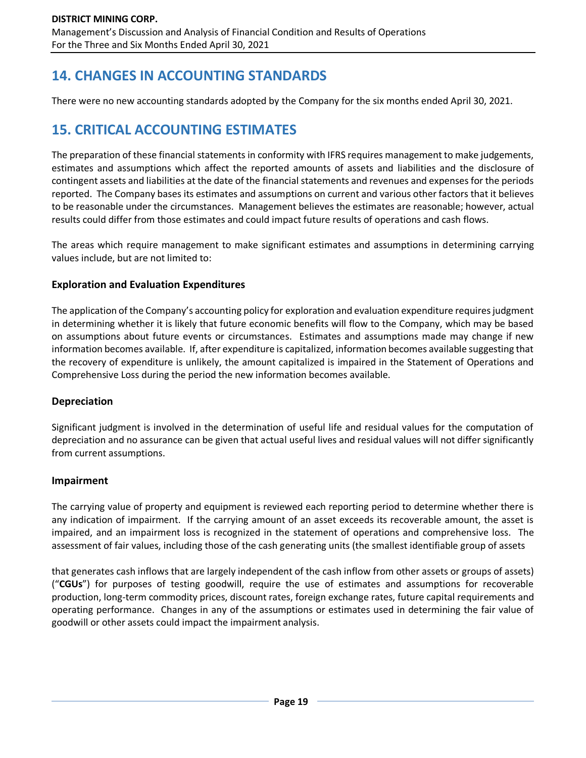## 14. CHANGES IN ACCOUNTING STANDARDS

There were no new accounting standards adopted by the Company for the six months ended April 30, 2021.

## 15. CRITICAL ACCOUNTING ESTIMATES

The preparation of these financial statements in conformity with IFRS requires management to make judgements, estimates and assumptions which affect the reported amounts of assets and liabilities and the disclosure of contingent assets and liabilities at the date of the financial statements and revenues and expenses for the periods reported. The Company bases its estimates and assumptions on current and various other factors that it believes to be reasonable under the circumstances. Management believes the estimates are reasonable; however, actual results could differ from those estimates and could impact future results of operations and cash flows.

The areas which require management to make significant estimates and assumptions in determining carrying values include, but are not limited to:

### Exploration and Evaluation Expenditures

The application of the Company's accounting policy for exploration and evaluation expenditure requires judgment in determining whether it is likely that future economic benefits will flow to the Company, which may be based on assumptions about future events or circumstances. Estimates and assumptions made may change if new information becomes available. If, after expenditure is capitalized, information becomes available suggesting that the recovery of expenditure is unlikely, the amount capitalized is impaired in the Statement of Operations and Comprehensive Loss during the period the new information becomes available.

### Depreciation

Significant judgment is involved in the determination of useful life and residual values for the computation of depreciation and no assurance can be given that actual useful lives and residual values will not differ significantly from current assumptions.

### Impairment

The carrying value of property and equipment is reviewed each reporting period to determine whether there is any indication of impairment. If the carrying amount of an asset exceeds its recoverable amount, the asset is impaired, and an impairment loss is recognized in the statement of operations and comprehensive loss. The assessment of fair values, including those of the cash generating units (the smallest identifiable group of assets that generates cash inflows that are largely independent of the cash inflow from other assets or groups of assets) ("**CGUs**") for purposes of testing goodwill, require the use of estimates and assumptions for recoverable production, long-term commodity prices, discount rates, foreign exchange rates, future capital requirements and operating performance. Changes in any of the assumptions or estimates used in determining the fair value of goodwill or other assets could impact the impairment analysis.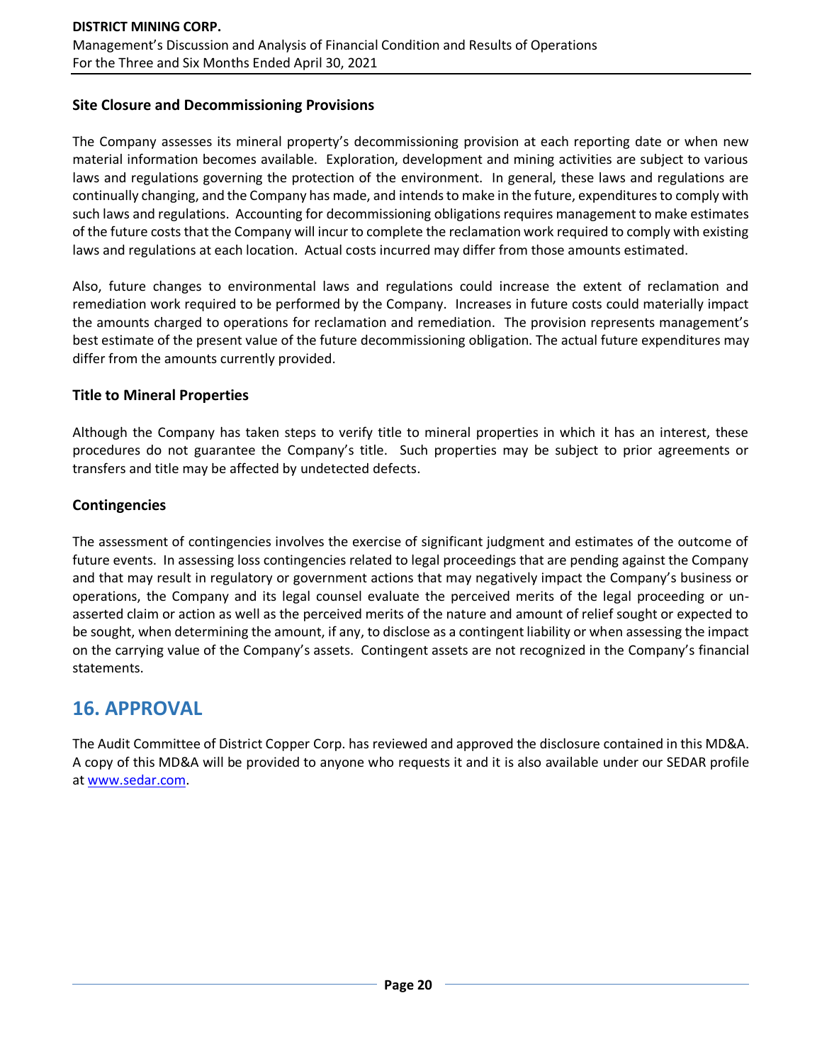### Site Closure and Decommissioning Provisions

The Company assesses its mineral property's decommissioning provision at each reporting date or when new material information becomes available. Exploration, development and mining activities are subject to various laws and regulations governing the protection of the environment. In general, these laws and regulations are continually changing, and the Company has made, and intends to make in the future, expenditures to comply with such laws and regulations. Accounting for decommissioning obligations requires management to make estimates of the future costs that the Company will incur to complete the reclamation work required to comply with existing laws and regulations at each location. Actual costs incurred may differ from those amounts estimated.

Also, future changes to environmental laws and regulations could increase the extent of reclamation and remediation work required to be performed by the Company. Increases in future costs could materially impact the amounts charged to operations for reclamation and remediation. The provision represents management's best estimate of the present value of the future decommissioning obligation. The actual future expenditures may differ from the amounts currently provided.

### Title to Mineral Properties

Although the Company has taken steps to verify title to mineral properties in which it has an interest, these procedures do not guarantee the Company's title. Such properties may be subject to prior agreements or transfers and title may be affected by undetected defects.

### Contingencies

The assessment of contingencies involves the exercise of significant judgment and estimates of the outcome of future events. In assessing loss contingencies related to legal proceedings that are pending against the Company and that may result in regulatory or government actions that may negatively impact the Company's business or operations, the Company and its legal counsel evaluate the perceived merits of the legal proceeding or un-asserted claim or action as well as the perceived merits of the nature and amount of relief sought or expected to be sought, when determining the amount, if any, to disclose as a contingent liability or when assessing the impact on the carrying value of the Company's assets. Contingent assets are not recognized in the Company's financial statements.

## 16. APPROVAL

The Audit Committee of District Copper Corp. has reviewed and approved the disclosure contained in this MD&A. A copy of this MD&A will be provided to anyone who requests it and it is also available under our SEDAR profile at www.sedar.com.